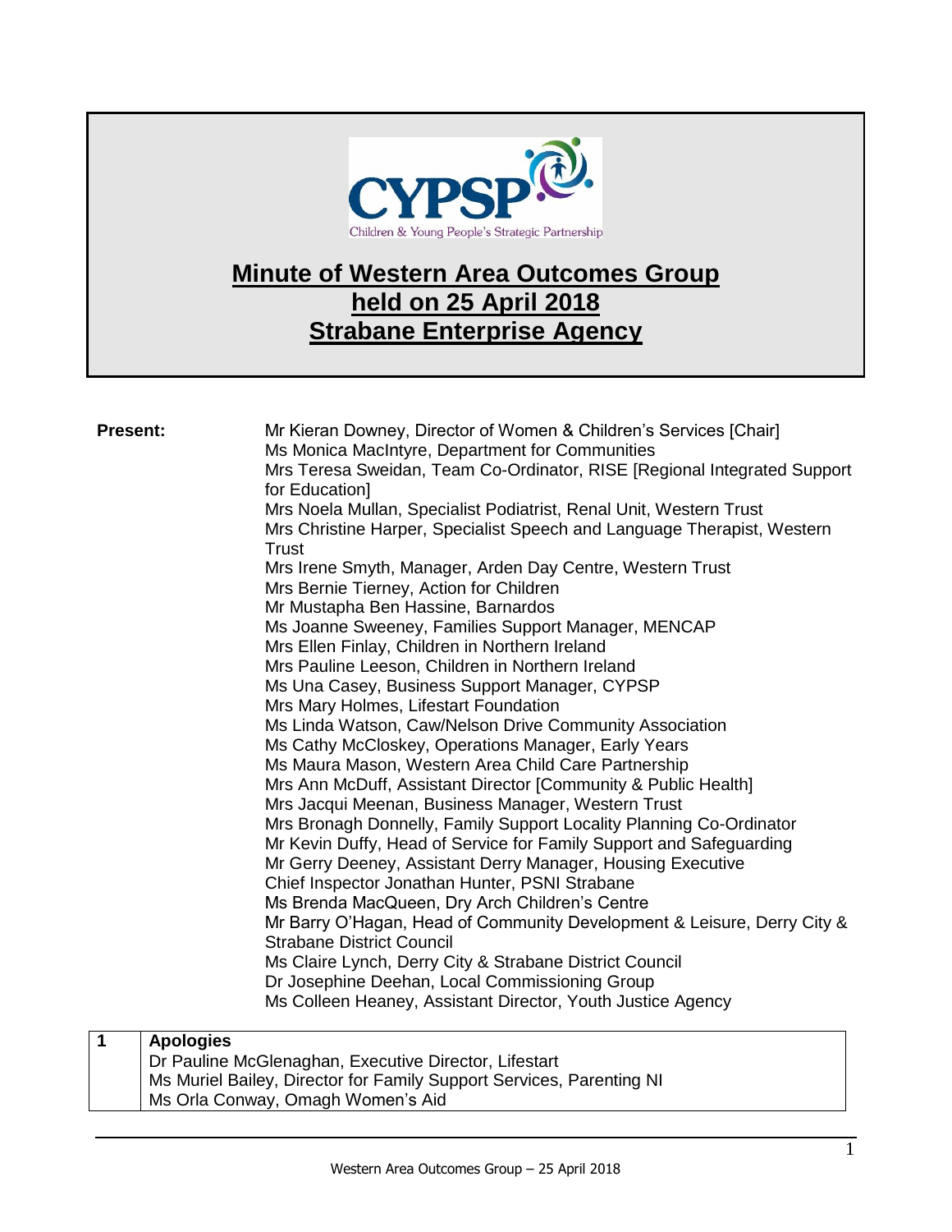CYPSP

Children & Young People's Strategic Partnership

# Minute of Western Area Outcomes Group held on 25 April 2018 Strabane Enterprise Agency

**Present:**

Mr Kieran Downey, Director of Women & Children's Services [Chair]
Ms Monica MacIntyre, Department for Communities
Mrs Teresa Sweidan, Team Co-Ordinator, RISE [Regional Integrated Support for Education]
Mrs Noela Mullan, Specialist Podiatrist, Renal Unit, Western Trust
Mrs Christine Harper, Specialist Speech and Language Therapist, Western Trust
Mrs Irene Smyth, Manager, Arden Day Centre, Western Trust
Mrs Bernie Tierney, Action for Children
Mr Mustapha Ben Hassine, Barnardos
Ms Joanne Sweeney, Families Support Manager, MENCAP
Mrs Ellen Finlay, Children in Northern Ireland
Mrs Pauline Leeson, Children in Northern Ireland
Ms Una Casey, Business Support Manager, CYPSP
Mrs Mary Holmes, Lifestart Foundation
Ms Linda Watson, Caw/Nelson Drive Community Association
Ms Cathy McCloskey, Operations Manager, Early Years
Ms Maura Mason, Western Area Child Care Partnership
Mrs Ann McDuff, Assistant Director [Community & Public Health]
Mrs Jacqui Meenan, Business Manager, Western Trust
Mrs Bronagh Donnelly, Family Support Locality Planning Co-Ordinator
Mr Kevin Duffy, Head of Service for Family Support and Safeguarding
Mr Gerry Deeney, Assistant Derry Manager, Housing Executive
Chief Inspector Jonathan Hunter, PSNI Strabane
Ms Brenda MacQueen, Dry Arch Children's Centre
Mr Barry O'Hagan, Head of Community Development & Leisure, Derry City & Strabane District Council
Ms Claire Lynch, Derry City & Strabane District Council
Dr Josephine Deehan, Local Commissioning Group
Ms Colleen Heaney, Assistant Director, Youth Justice Agency

| 1 | **Apologies**<br>Dr Pauline McGlenaghan, Executive Director, Lifestart<br>Ms Muriel Bailey, Director for Family Support Services, Parenting NI<br>Ms Orla Conway, Omagh Women's Aid |
|---|---|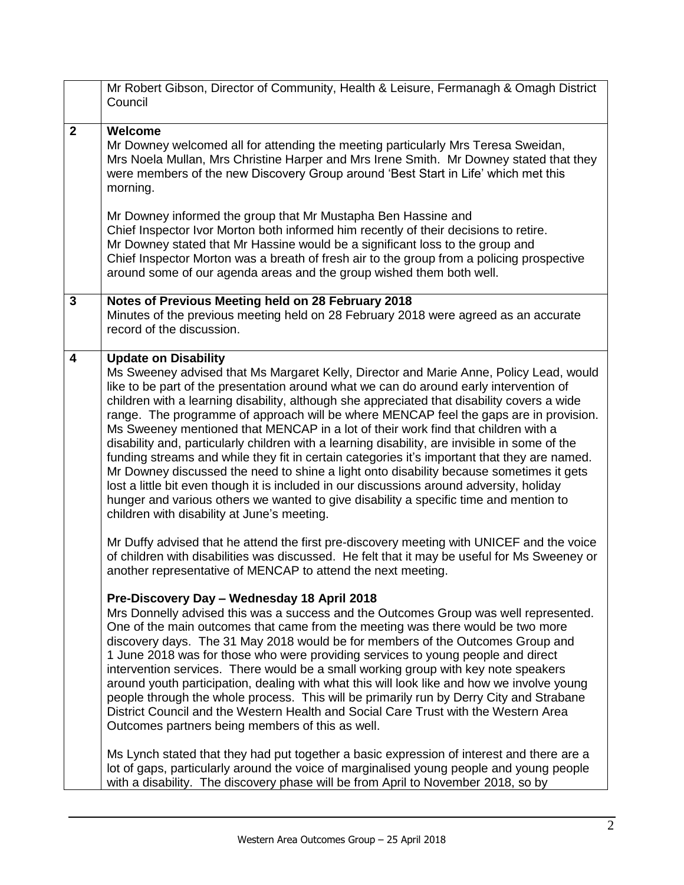| | |
|---|---|
| | Mr Robert Gibson, Director of Community, Health & Leisure, Fermanagh & Omagh District Council |
| **2** | **Welcome**<br>Mr Downey welcomed all for attending the meeting particularly Mrs Teresa Sweidan, Mrs Noela Mullan, Mrs Christine Harper and Mrs Irene Smith. Mr Downey stated that they were members of the new Discovery Group around 'Best Start in Life' which met this morning.<br><br>Mr Downey informed the group that Mr Mustapha Ben Hassine and Chief Inspector Ivor Morton both informed him recently of their decisions to retire. Mr Downey stated that Mr Hassine would be a significant loss to the group and Chief Inspector Morton was a breath of fresh air to the group from a policing prospective around some of our agenda areas and the group wished them both well. |
| **3** | **Notes of Previous Meeting held on 28 February 2018**<br>Minutes of the previous meeting held on 28 February 2018 were agreed as an accurate record of the discussion. |
| **4** | **Update on Disability**<br>Ms Sweeney advised that Ms Margaret Kelly, Director and Marie Anne, Policy Lead, would like to be part of the presentation around what we can do around early intervention of children with a learning disability, although she appreciated that disability covers a wide range. The programme of approach will be where MENCAP feel the gaps are in provision. Ms Sweeney mentioned that MENCAP in a lot of their work find that children with a disability and, particularly children with a learning disability, are invisible in some of the funding streams and while they fit in certain categories it's important that they are named. Mr Downey discussed the need to shine a light onto disability because sometimes it gets lost a little bit even though it is included in our discussions around adversity, holiday hunger and various others we wanted to give disability a specific time and mention to children with disability at June's meeting.<br><br>Mr Duffy advised that he attend the first pre-discovery meeting with UNICEF and the voice of children with disabilities was discussed. He felt that it may be useful for Ms Sweeney or another representative of MENCAP to attend the next meeting.<br><br>**Pre-Discovery Day – Wednesday 18 April 2018**<br>Mrs Donnelly advised this was a success and the Outcomes Group was well represented. One of the main outcomes that came from the meeting was there would be two more discovery days. The 31 May 2018 would be for members of the Outcomes Group and 1 June 2018 was for those who were providing services to young people and direct intervention services. There would be a small working group with key note speakers around youth participation, dealing with what this will look like and how we involve young people through the whole process. This will be primarily run by Derry City and Strabane District Council and the Western Health and Social Care Trust with the Western Area Outcomes partners being members of this as well.<br><br>Ms Lynch stated that they had put together a basic expression of interest and there are a lot of gaps, particularly around the voice of marginalised young people and young people with a disability. The discovery phase will be from April to November 2018, so by |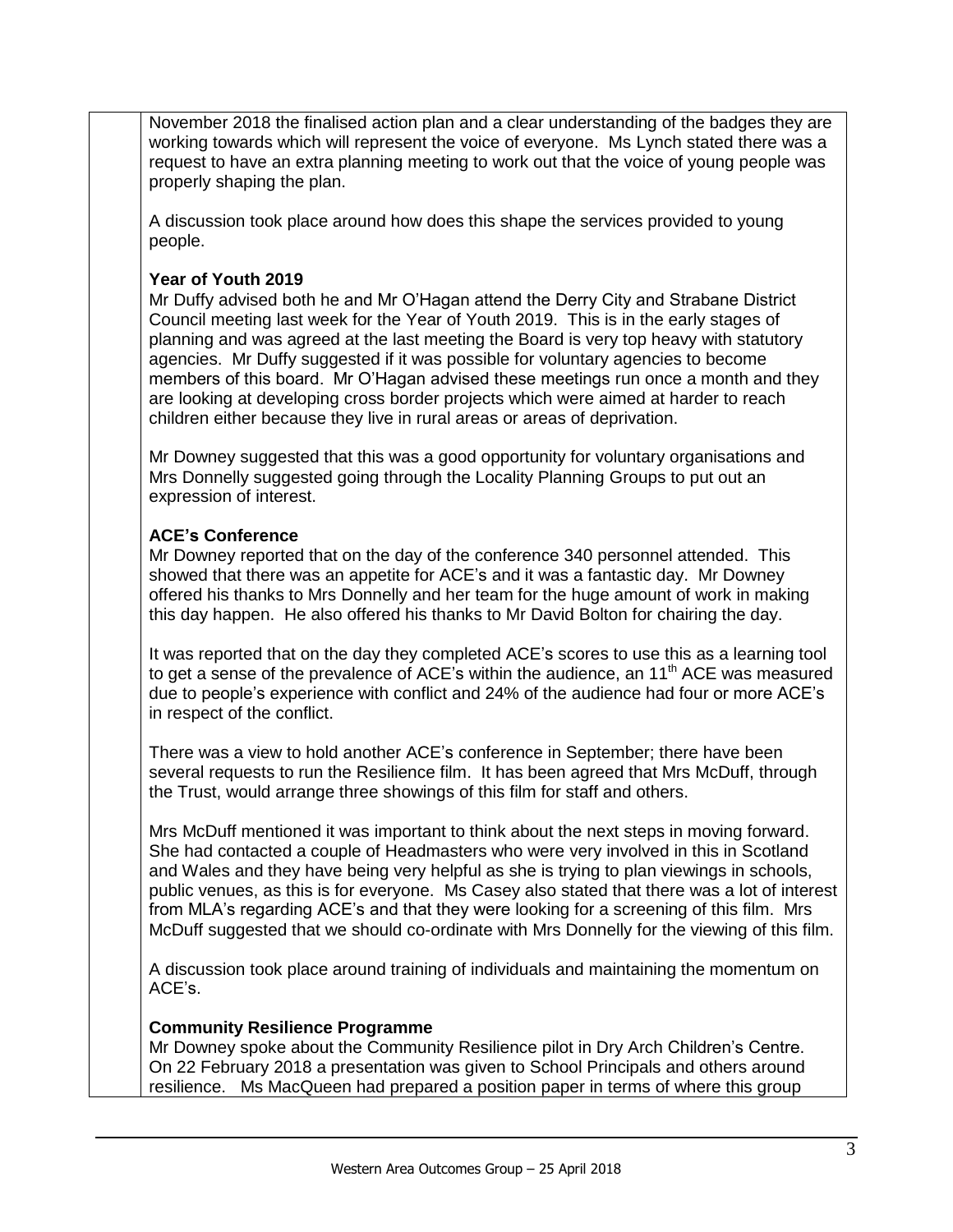November 2018 the finalised action plan and a clear understanding of the badges they are working towards which will represent the voice of everyone. Ms Lynch stated there was a request to have an extra planning meeting to work out that the voice of young people was properly shaping the plan.

A discussion took place around how does this shape the services provided to young people.

**Year of Youth 2019**

Mr Duffy advised both he and Mr O'Hagan attend the Derry City and Strabane District Council meeting last week for the Year of Youth 2019. This is in the early stages of planning and was agreed at the last meeting the Board is very top heavy with statutory agencies. Mr Duffy suggested if it was possible for voluntary agencies to become members of this board. Mr O'Hagan advised these meetings run once a month and they are looking at developing cross border projects which were aimed at harder to reach children either because they live in rural areas or areas of deprivation.

Mr Downey suggested that this was a good opportunity for voluntary organisations and Mrs Donnelly suggested going through the Locality Planning Groups to put out an expression of interest.

**ACE's Conference**

Mr Downey reported that on the day of the conference 340 personnel attended. This showed that there was an appetite for ACE's and it was a fantastic day. Mr Downey offered his thanks to Mrs Donnelly and her team for the huge amount of work in making this day happen. He also offered his thanks to Mr David Bolton for chairing the day.

It was reported that on the day they completed ACE's scores to use this as a learning tool to get a sense of the prevalence of ACE's within the audience, an 11th ACE was measured due to people's experience with conflict and 24% of the audience had four or more ACE's in respect of the conflict.

There was a view to hold another ACE's conference in September; there have been several requests to run the Resilience film. It has been agreed that Mrs McDuff, through the Trust, would arrange three showings of this film for staff and others.

Mrs McDuff mentioned it was important to think about the next steps in moving forward. She had contacted a couple of Headmasters who were very involved in this in Scotland and Wales and they have being very helpful as she is trying to plan viewings in schools, public venues, as this is for everyone. Ms Casey also stated that there was a lot of interest from MLA's regarding ACE's and that they were looking for a screening of this film. Mrs McDuff suggested that we should co-ordinate with Mrs Donnelly for the viewing of this film.

A discussion took place around training of individuals and maintaining the momentum on ACE's.

**Community Resilience Programme**

Mr Downey spoke about the Community Resilience pilot in Dry Arch Children's Centre. On 22 February 2018 a presentation was given to School Principals and others around resilience. Ms MacQueen had prepared a position paper in terms of where this group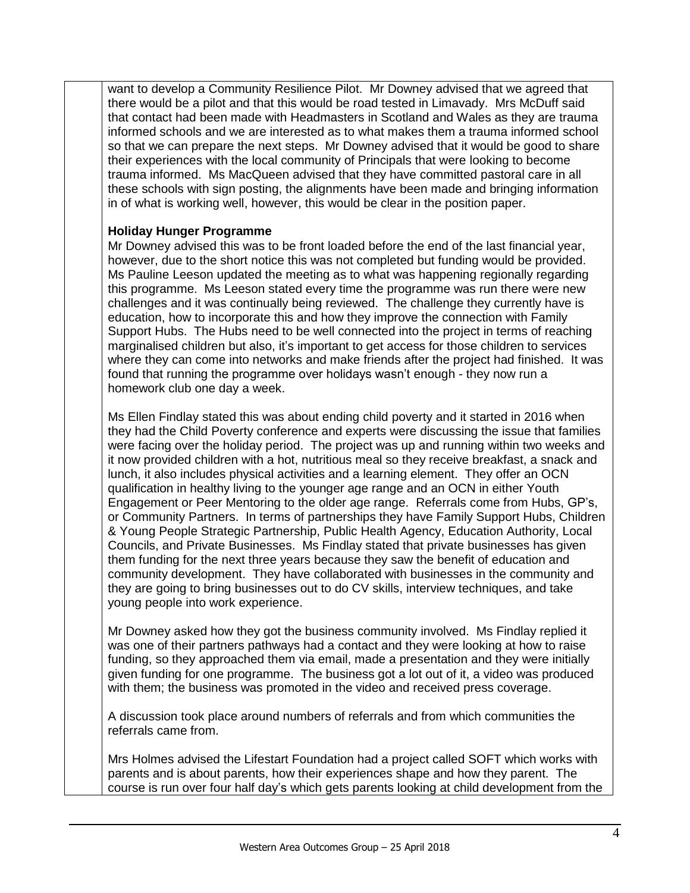want to develop a Community Resilience Pilot. Mr Downey advised that we agreed that there would be a pilot and that this would be road tested in Limavady. Mrs McDuff said that contact had been made with Headmasters in Scotland and Wales as they are trauma informed schools and we are interested as to what makes them a trauma informed school so that we can prepare the next steps. Mr Downey advised that it would be good to share their experiences with the local community of Principals that were looking to become trauma informed. Ms MacQueen advised that they have committed pastoral care in all these schools with sign posting, the alignments have been made and bringing information in of what is working well, however, this would be clear in the position paper.

**Holiday Hunger Programme**

Mr Downey advised this was to be front loaded before the end of the last financial year, however, due to the short notice this was not completed but funding would be provided. Ms Pauline Leeson updated the meeting as to what was happening regionally regarding this programme. Ms Leeson stated every time the programme was run there were new challenges and it was continually being reviewed. The challenge they currently have is education, how to incorporate this and how they improve the connection with Family Support Hubs. The Hubs need to be well connected into the project in terms of reaching marginalised children but also, it's important to get access for those children to services where they can come into networks and make friends after the project had finished. It was found that running the programme over holidays wasn't enough - they now run a homework club one day a week.

Ms Ellen Findlay stated this was about ending child poverty and it started in 2016 when they had the Child Poverty conference and experts were discussing the issue that families were facing over the holiday period. The project was up and running within two weeks and it now provided children with a hot, nutritious meal so they receive breakfast, a snack and lunch, it also includes physical activities and a learning element. They offer an OCN qualification in healthy living to the younger age range and an OCN in either Youth Engagement or Peer Mentoring to the older age range. Referrals come from Hubs, GP's, or Community Partners. In terms of partnerships they have Family Support Hubs, Children & Young People Strategic Partnership, Public Health Agency, Education Authority, Local Councils, and Private Businesses. Ms Findlay stated that private businesses has given them funding for the next three years because they saw the benefit of education and community development. They have collaborated with businesses in the community and they are going to bring businesses out to do CV skills, interview techniques, and take young people into work experience.

Mr Downey asked how they got the business community involved. Ms Findlay replied it was one of their partners pathways had a contact and they were looking at how to raise funding, so they approached them via email, made a presentation and they were initially given funding for one programme. The business got a lot out of it, a video was produced with them; the business was promoted in the video and received press coverage.

A discussion took place around numbers of referrals and from which communities the referrals came from.

Mrs Holmes advised the Lifestart Foundation had a project called SOFT which works with parents and is about parents, how their experiences shape and how they parent. The course is run over four half day's which gets parents looking at child development from the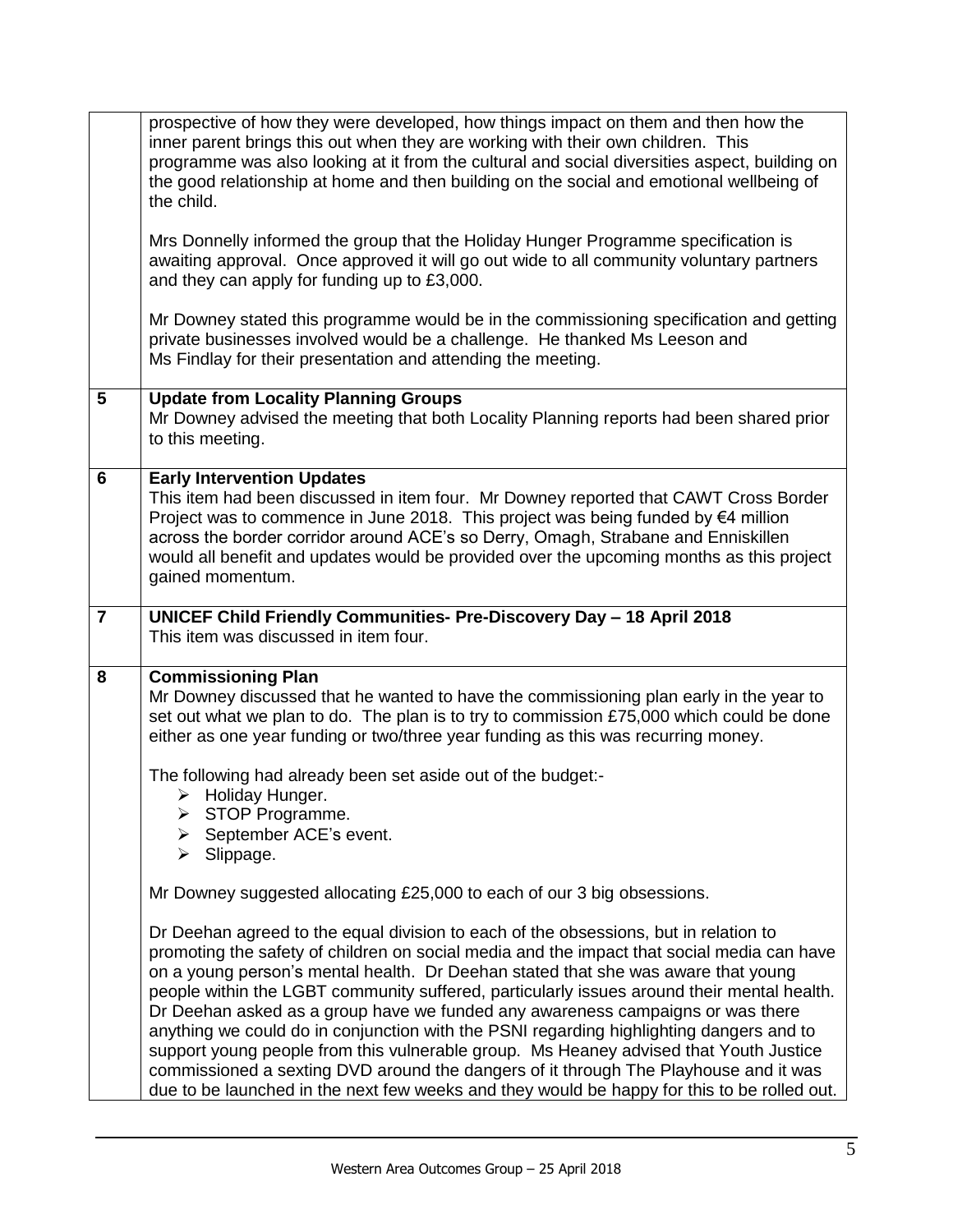| | |
|---|---|
| | prospective of how they were developed, how things impact on them and then how the inner parent brings this out when they are working with their own children. This programme was also looking at it from the cultural and social diversities aspect, building on the good relationship at home and then building on the social and emotional wellbeing of the child.<br><br>Mrs Donnelly informed the group that the Holiday Hunger Programme specification is awaiting approval. Once approved it will go out wide to all community voluntary partners and they can apply for funding up to £3,000.<br><br>Mr Downey stated this programme would be in the commissioning specification and getting private businesses involved would be a challenge. He thanked Ms Leeson and Ms Findlay for their presentation and attending the meeting. |
| **5** | **Update from Locality Planning Groups**<br>Mr Downey advised the meeting that both Locality Planning reports had been shared prior to this meeting. |
| **6** | **Early Intervention Updates**<br>This item had been discussed in item four. Mr Downey reported that CAWT Cross Border Project was to commence in June 2018. This project was being funded by €4 million across the border corridor around ACE's so Derry, Omagh, Strabane and Enniskillen would all benefit and updates would be provided over the upcoming months as this project gained momentum. |
| **7** | **UNICEF Child Friendly Communities- Pre-Discovery Day – 18 April 2018**<br>This item was discussed in item four. |
| **8** | **Commissioning Plan**<br>Mr Downey discussed that he wanted to have the commissioning plan early in the year to set out what we plan to do. The plan is to try to commission £75,000 which could be done either as one year funding or two/three year funding as this was recurring money.<br><br>The following had already been set aside out of the budget:-<br>➢ Holiday Hunger.<br>➢ STOP Programme.<br>➢ September ACE's event.<br>➢ Slippage.<br><br>Mr Downey suggested allocating £25,000 to each of our 3 big obsessions.<br><br>Dr Deehan agreed to the equal division to each of the obsessions, but in relation to promoting the safety of children on social media and the impact that social media can have on a young person's mental health. Dr Deehan stated that she was aware that young people within the LGBT community suffered, particularly issues around their mental health. Dr Deehan asked as a group have we funded any awareness campaigns or was there anything we could do in conjunction with the PSNI regarding highlighting dangers and to support young people from this vulnerable group. Ms Heaney advised that Youth Justice commissioned a sexting DVD around the dangers of it through The Playhouse and it was due to be launched in the next few weeks and they would be happy for this to be rolled out. |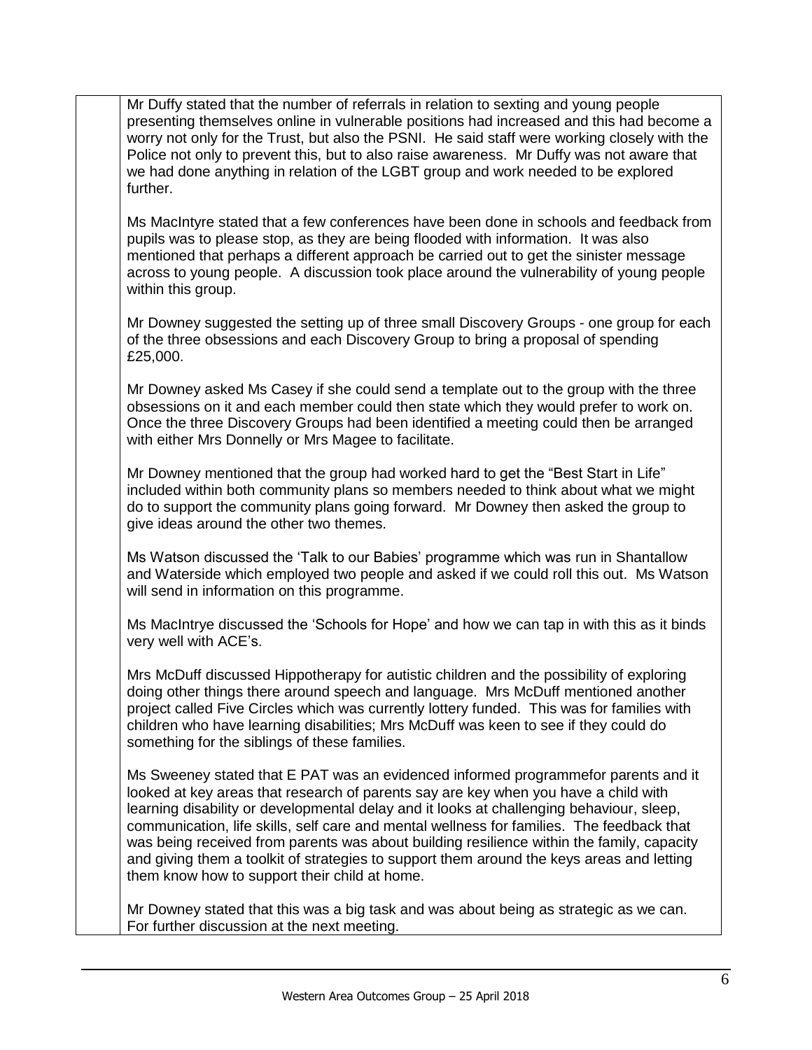Mr Duffy stated that the number of referrals in relation to sexting and young people presenting themselves online in vulnerable positions had increased and this had become a worry not only for the Trust, but also the PSNI. He said staff were working closely with the Police not only to prevent this, but to also raise awareness. Mr Duffy was not aware that we had done anything in relation of the LGBT group and work needed to be explored further.

Ms MacIntyre stated that a few conferences have been done in schools and feedback from pupils was to please stop, as they are being flooded with information. It was also mentioned that perhaps a different approach be carried out to get the sinister message across to young people. A discussion took place around the vulnerability of young people within this group.

Mr Downey suggested the setting up of three small Discovery Groups - one group for each of the three obsessions and each Discovery Group to bring a proposal of spending £25,000.

Mr Downey asked Ms Casey if she could send a template out to the group with the three obsessions on it and each member could then state which they would prefer to work on. Once the three Discovery Groups had been identified a meeting could then be arranged with either Mrs Donnelly or Mrs Magee to facilitate.

Mr Downey mentioned that the group had worked hard to get the "Best Start in Life" included within both community plans so members needed to think about what we might do to support the community plans going forward. Mr Downey then asked the group to give ideas around the other two themes.

Ms Watson discussed the 'Talk to our Babies' programme which was run in Shantallow and Waterside which employed two people and asked if we could roll this out. Ms Watson will send in information on this programme.

Ms MacIntrye discussed the 'Schools for Hope' and how we can tap in with this as it binds very well with ACE's.

Mrs McDuff discussed Hippotherapy for autistic children and the possibility of exploring doing other things there around speech and language. Mrs McDuff mentioned another project called Five Circles which was currently lottery funded. This was for families with children who have learning disabilities; Mrs McDuff was keen to see if they could do something for the siblings of these families.

Ms Sweeney stated that E PAT was an evidenced informed programmefor parents and it looked at key areas that research of parents say are key when you have a child with learning disability or developmental delay and it looks at challenging behaviour, sleep, communication, life skills, self care and mental wellness for families. The feedback that was being received from parents was about building resilience within the family, capacity and giving them a toolkit of strategies to support them around the keys areas and letting them know how to support their child at home.

Mr Downey stated that this was a big task and was about being as strategic as we can. For further discussion at the next meeting.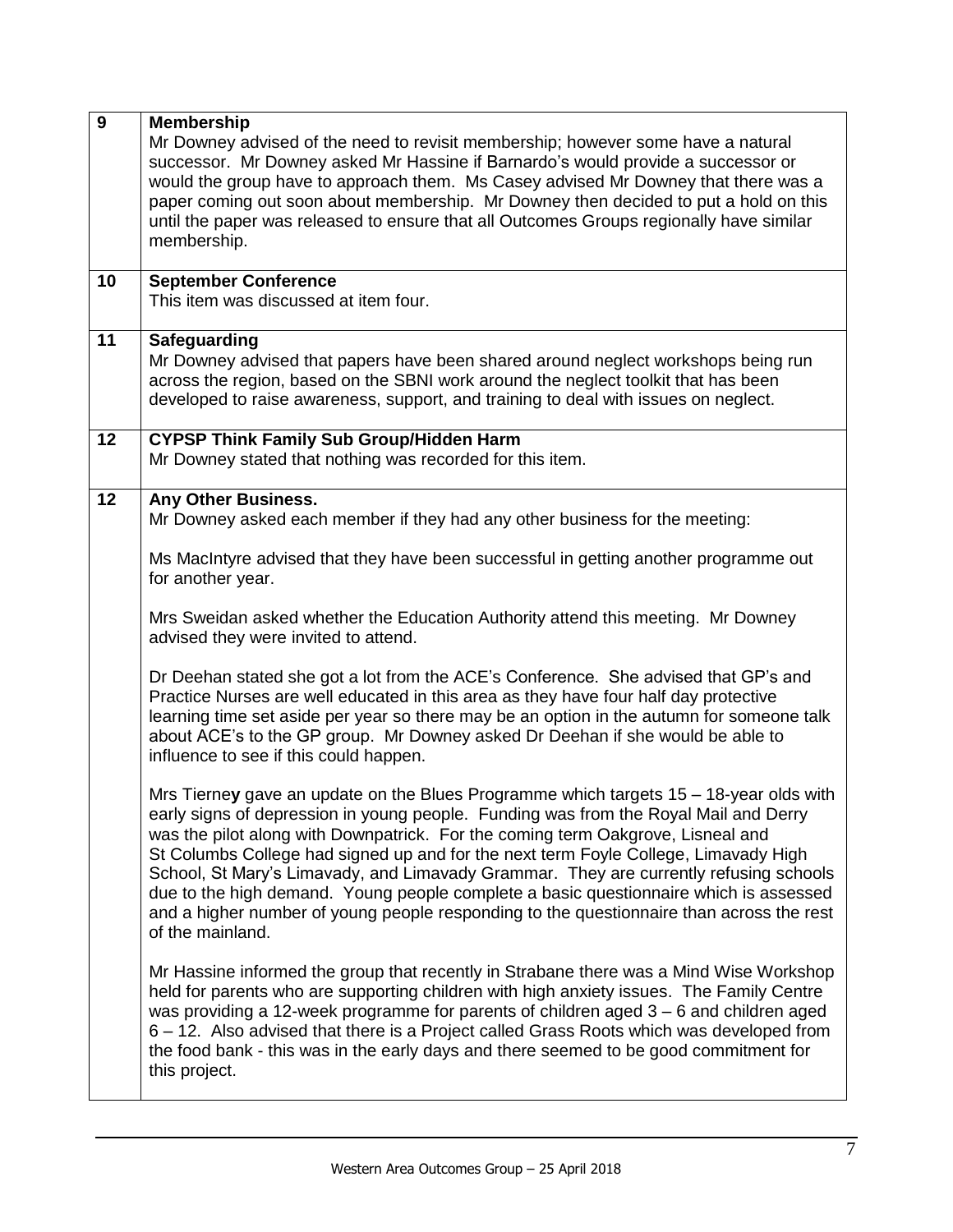| | |
|---|---|
| 9 | **Membership**<br>Mr Downey advised of the need to revisit membership; however some have a natural successor. Mr Downey asked Mr Hassine if Barnardo's would provide a successor or would the group have to approach them. Ms Casey advised Mr Downey that there was a paper coming out soon about membership. Mr Downey then decided to put a hold on this until the paper was released to ensure that all Outcomes Groups regionally have similar membership. |
| 10 | **September Conference**<br>This item was discussed at item four. |
| 11 | **Safeguarding**<br>Mr Downey advised that papers have been shared around neglect workshops being run across the region, based on the SBNI work around the neglect toolkit that has been developed to raise awareness, support, and training to deal with issues on neglect. |
| 12 | **CYPSP Think Family Sub Group/Hidden Harm**<br>Mr Downey stated that nothing was recorded for this item. |
| 12 | **Any Other Business.**<br>Mr Downey asked each member if they had any other business for the meeting:<br><br>Ms MacIntyre advised that they have been successful in getting another programme out for another year.<br><br>Mrs Sweidan asked whether the Education Authority attend this meeting. Mr Downey advised they were invited to attend.<br><br>Dr Deehan stated she got a lot from the ACE's Conference. She advised that GP's and Practice Nurses are well educated in this area as they have four half day protective learning time set aside per year so there may be an option in the autumn for someone talk about ACE's to the GP group. Mr Downey asked Dr Deehan if she would be able to influence to see if this could happen.<br><br>Mrs Tierne**y** gave an update on the Blues Programme which targets 15 – 18-year olds with early signs of depression in young people. Funding was from the Royal Mail and Derry was the pilot along with Downpatrick. For the coming term Oakgrove, Lisneal and St Columbs College had signed up and for the next term Foyle College, Limavady High School, St Mary's Limavady, and Limavady Grammar. They are currently refusing schools due to the high demand. Young people complete a basic questionnaire which is assessed and a higher number of young people responding to the questionnaire than across the rest of the mainland.<br><br>Mr Hassine informed the group that recently in Strabane there was a Mind Wise Workshop held for parents who are supporting children with high anxiety issues. The Family Centre was providing a 12-week programme for parents of children aged 3 – 6 and children aged 6 – 12. Also advised that there is a Project called Grass Roots which was developed from the food bank - this was in the early days and there seemed to be good commitment for this project. |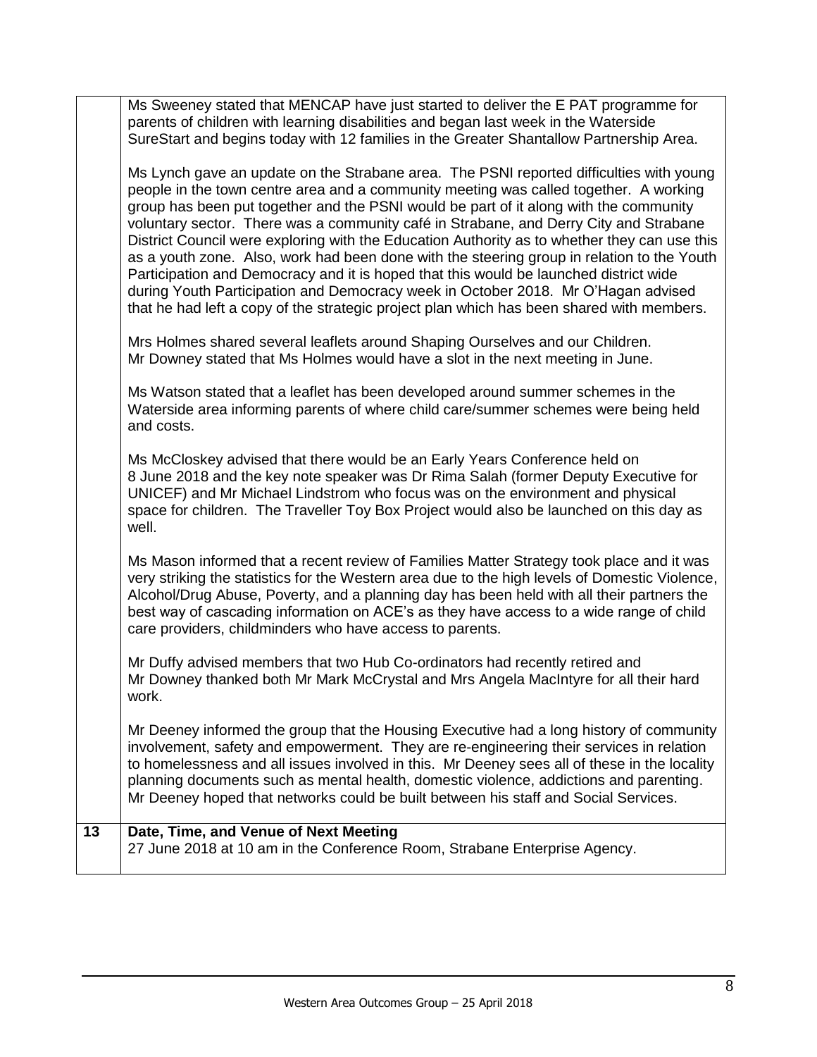| | |
|---|---|
| | Ms Sweeney stated that MENCAP have just started to deliver the E PAT programme for parents of children with learning disabilities and began last week in the Waterside SureStart and begins today with 12 families in the Greater Shantallow Partnership Area.<br><br>Ms Lynch gave an update on the Strabane area. The PSNI reported difficulties with young people in the town centre area and a community meeting was called together. A working group has been put together and the PSNI would be part of it along with the community voluntary sector. There was a community café in Strabane, and Derry City and Strabane District Council were exploring with the Education Authority as to whether they can use this as a youth zone. Also, work had been done with the steering group in relation to the Youth Participation and Democracy and it is hoped that this would be launched district wide during Youth Participation and Democracy week in October 2018. Mr O'Hagan advised that he had left a copy of the strategic project plan which has been shared with members.<br><br>Mrs Holmes shared several leaflets around Shaping Ourselves and our Children. Mr Downey stated that Ms Holmes would have a slot in the next meeting in June.<br><br>Ms Watson stated that a leaflet has been developed around summer schemes in the Waterside area informing parents of where child care/summer schemes were being held and costs.<br><br>Ms McCloskey advised that there would be an Early Years Conference held on 8 June 2018 and the key note speaker was Dr Rima Salah (former Deputy Executive for UNICEF) and Mr Michael Lindstrom who focus was on the environment and physical space for children. The Traveller Toy Box Project would also be launched on this day as well.<br><br>Ms Mason informed that a recent review of Families Matter Strategy took place and it was very striking the statistics for the Western area due to the high levels of Domestic Violence, Alcohol/Drug Abuse, Poverty, and a planning day has been held with all their partners the best way of cascading information on ACE's as they have access to a wide range of child care providers, childminders who have access to parents.<br><br>Mr Duffy advised members that two Hub Co-ordinators had recently retired and Mr Downey thanked both Mr Mark McCrystal and Mrs Angela MacIntyre for all their hard work.<br><br>Mr Deeney informed the group that the Housing Executive had a long history of community involvement, safety and empowerment. They are re-engineering their services in relation to homelessness and all issues involved in this. Mr Deeney sees all of these in the locality planning documents such as mental health, domestic violence, addictions and parenting. Mr Deeney hoped that networks could be built between his staff and Social Services. |
| **13** | **Date, Time, and Venue of Next Meeting**<br>27 June 2018 at 10 am in the Conference Room, Strabane Enterprise Agency. |